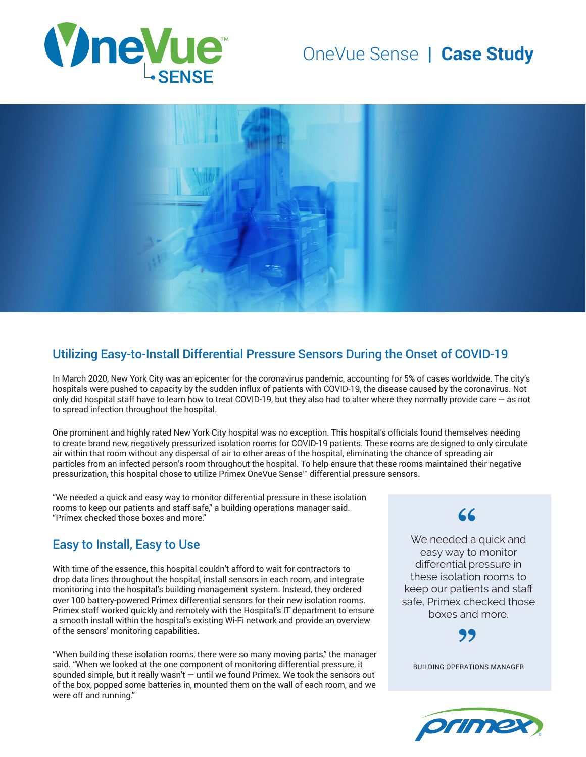OneVue Sense | **Case Study**

## Utilizing Easy-to-Install Differential Pressure Sensors During the Onset of COVID-19

In March 2020, New York City was an epicenter for the coronavirus pandemic, accounting for 5% of cases worldwide. The city's hospitals were pushed to capacity by the sudden influx of patients with COVID-19, the disease caused by the coronavirus. Not only did hospital staff have to learn how to treat COVID-19, but they also had to alter where they normally provide care — as not to spread infection throughout the hospital.

One prominent and highly rated New York City hospital was no exception. This hospital's officials found themselves needing to create brand new, negatively pressurized isolation rooms for COVID-19 patients. These rooms are designed to only circulate air within that room without any dispersal of air to other areas of the hospital, eliminating the chance of spreading air particles from an infected person's room throughout the hospital. To help ensure that these rooms maintained their negative pressurization, this hospital chose to utilize Primex OneVue Sense™ differential pressure sensors.

"We needed a quick and easy way to monitor differential pressure in these isolation rooms to keep our patients and staff safe," a building operations manager said. "Primex checked those boxes and more."

## Easy to Install, Easy to Use

With time of the essence, this hospital couldn't afford to wait for contractors to drop data lines throughout the hospital, install sensors in each room, and integrate monitoring into the hospital's building management system. Instead, they ordered over 100 battery-powered Primex differential sensors for their new isolation rooms. Primex staff worked quickly and remotely with the Hospital's IT department to ensure a smooth install within the hospital's existing Wi-Fi network and provide an overview of the sensors' monitoring capabilities.

"When building these isolation rooms, there were so many moving parts," the manager said. "When we looked at the one component of monitoring differential pressure, it sounded simple, but it really wasn't — until we found Primex. We took the sensors out of the box, popped some batteries in, mounted them on the wall of each room, and we were off and running."

> "We needed a quick and easy way to monitor differential pressure in these isolation rooms to keep our patients and staff safe, Primex checked those boxes and more."
>
> BUILDING OPERATIONS MANAGER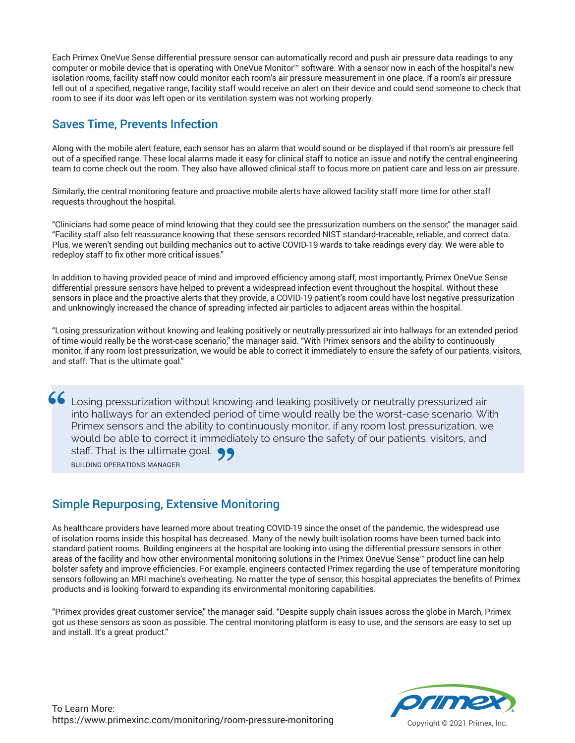Each Primex OneVue Sense differential pressure sensor can automatically record and push air pressure data readings to any computer or mobile device that is operating with OneVue Monitor™ software. With a sensor now in each of the hospital's new isolation rooms, facility staff now could monitor each room's air pressure measurement in one place. If a room's air pressure fell out of a specified, negative range, facility staff would receive an alert on their device and could send someone to check that room to see if its door was left open or its ventilation system was not working properly.

## Saves Time, Prevents Infection

Along with the mobile alert feature, each sensor has an alarm that would sound or be displayed if that room's air pressure fell out of a specified range. These local alarms made it easy for clinical staff to notice an issue and notify the central engineering team to come check out the room. They also have allowed clinical staff to focus more on patient care and less on air pressure.

Similarly, the central monitoring feature and proactive mobile alerts have allowed facility staff more time for other staff requests throughout the hospital.

"Clinicians had some peace of mind knowing that they could see the pressurization numbers on the sensor," the manager said. "Facility staff also felt reassurance knowing that these sensors recorded NIST standard-traceable, reliable, and correct data. Plus, we weren't sending out building mechanics out to active COVID-19 wards to take readings every day. We were able to redeploy staff to fix other more critical issues."

In addition to having provided peace of mind and improved efficiency among staff, most importantly, Primex OneVue Sense differential pressure sensors have helped to prevent a widespread infection event throughout the hospital. Without these sensors in place and the proactive alerts that they provide, a COVID-19 patient's room could have lost negative pressurization and unknowingly increased the chance of spreading infected air particles to adjacent areas within the hospital.

"Losing pressurization without knowing and leaking positively or neutrally pressurized air into hallways for an extended period of time would really be the worst-case scenario," the manager said. "With Primex sensors and the ability to continuously monitor, if any room lost pressurization, we would be able to correct it immediately to ensure the safety of our patients, visitors, and staff. That is the ultimate goal."

> "Losing pressurization without knowing and leaking positively or neutrally pressurized air into hallways for an extended period of time would really be the worst-case scenario. With Primex sensors and the ability to continuously monitor, if any room lost pressurization, we would be able to correct it immediately to ensure the safety of our patients, visitors, and staff. That is the ultimate goal."
>
> BUILDING OPERATIONS MANAGER

## Simple Repurposing, Extensive Monitoring

As healthcare providers have learned more about treating COVID-19 since the onset of the pandemic, the widespread use of isolation rooms inside this hospital has decreased. Many of the newly built isolation rooms have been turned back into standard patient rooms. Building engineers at the hospital are looking into using the differential pressure sensors in other areas of the facility and how other environmental monitoring solutions in the Primex OneVue Sense™ product line can help bolster safety and improve efficiencies. For example, engineers contacted Primex regarding the use of temperature monitoring sensors following an MRI machine's overheating. No matter the type of sensor, this hospital appreciates the benefits of Primex products and is looking forward to expanding its environmental monitoring capabilities.

"Primex provides great customer service," the manager said. "Despite supply chain issues across the globe in March, Primex got us these sensors as soon as possible. The central monitoring platform is easy to use, and the sensors are easy to set up and install. It's a great product."

To Learn More:
https://www.primexinc.com/monitoring/room-pressure-monitoring

primex

Copyright © 2021 Primex, Inc.